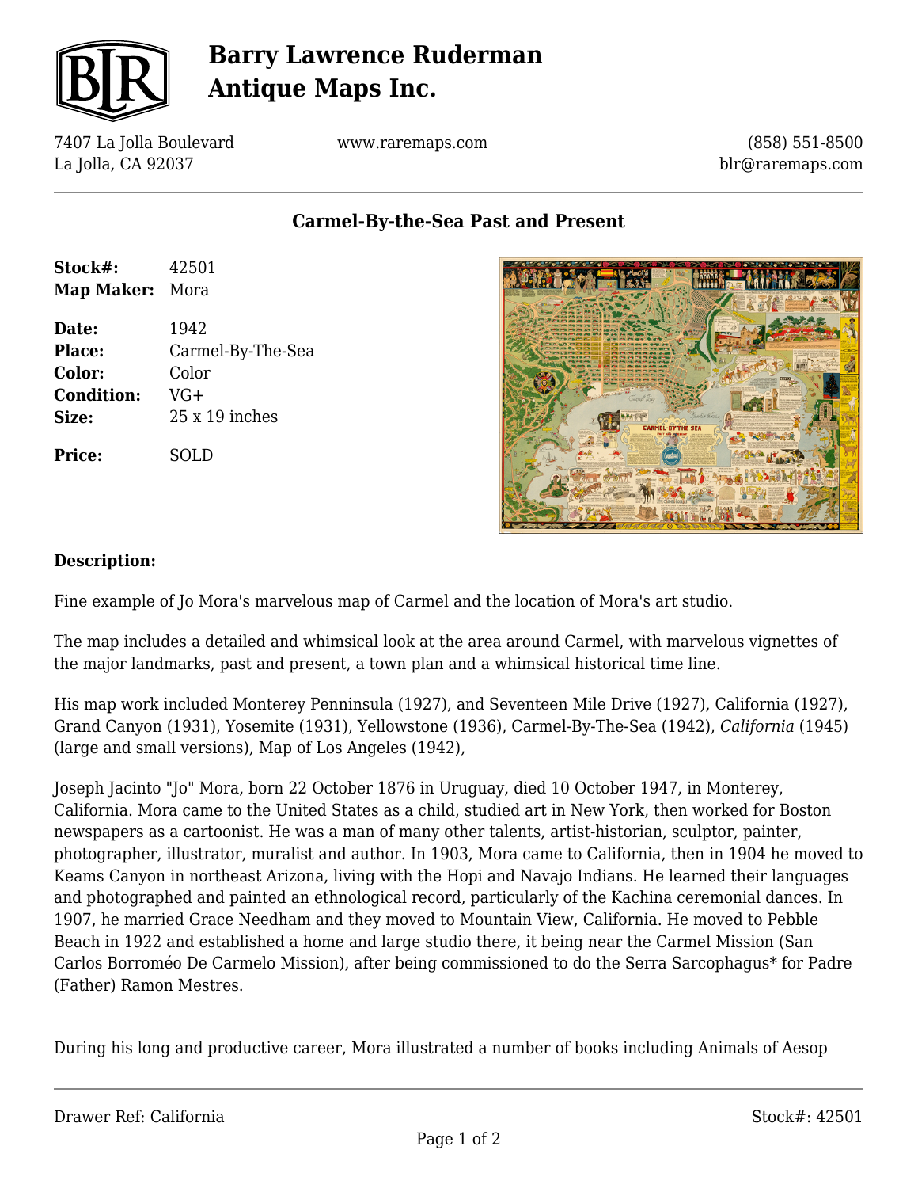# Barry Lawrence Ruderman Antique Maps Inc.

7407 La Jolla Boulevard
La Jolla, CA 92037

www.raremaps.com

(858) 551-8500
blr@raremaps.com

## Carmel-By-the-Sea Past and Present

| | |
|---|---|
| **Stock#:** | 42501 |
| **Map Maker:** | Mora |
| **Date:** | 1942 |
| **Place:** | Carmel-By-The-Sea |
| **Color:** | Color |
| **Condition:** | VG+ |
| **Size:** | 25 x 19 inches |
| **Price:** | SOLD |

### Description:

Fine example of Jo Mora's marvelous map of Carmel and the location of Mora's art studio.

The map includes a detailed and whimsical look at the area around Carmel, with marvelous vignettes of the major landmarks, past and present, a town plan and a whimsical historical time line.

His map work included Monterey Penninsula (1927), and Seventeen Mile Drive (1927), California (1927), Grand Canyon (1931), Yosemite (1931), Yellowstone (1936), Carmel-By-The-Sea (1942), *California* (1945) (large and small versions), Map of Los Angeles (1942),

Joseph Jacinto "Jo" Mora, born 22 October 1876 in Uruguay, died 10 October 1947, in Monterey, California. Mora came to the United States as a child, studied art in New York, then worked for Boston newspapers as a cartoonist. He was a man of many other talents, artist-historian, sculptor, painter, photographer, illustrator, muralist and author. In 1903, Mora came to California, then in 1904 he moved to Keams Canyon in northeast Arizona, living with the Hopi and Navajo Indians. He learned their languages and photographed and painted an ethnological record, particularly of the Kachina ceremonial dances. In 1907, he married Grace Needham and they moved to Mountain View, California. He moved to Pebble Beach in 1922 and established a home and large studio there, it being near the Carmel Mission (San Carlos Borroméo De Carmelo Mission), after being commissioned to do the Serra Sarcophagus* for Padre (Father) Ramon Mestres.

During his long and productive career, Mora illustrated a number of books including Animals of Aesop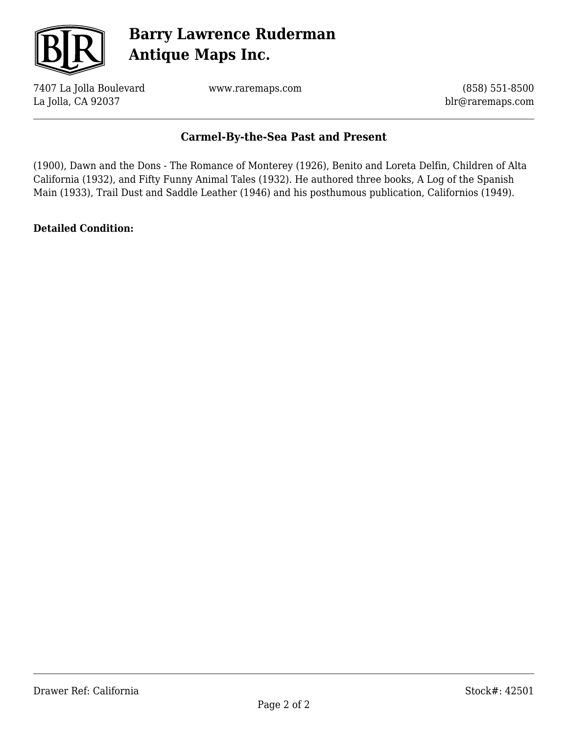(1900), Dawn and the Dons - The Romance of Monterey (1926), Benito and Loreta Delfin, Children of Alta California (1932), and Fifty Funny Animal Tales (1932). He authored three books, A Log of the Spanish Main (1933), Trail Dust and Saddle Leather (1946) and his posthumous publication, Californios (1949).

**Detailed Condition:**